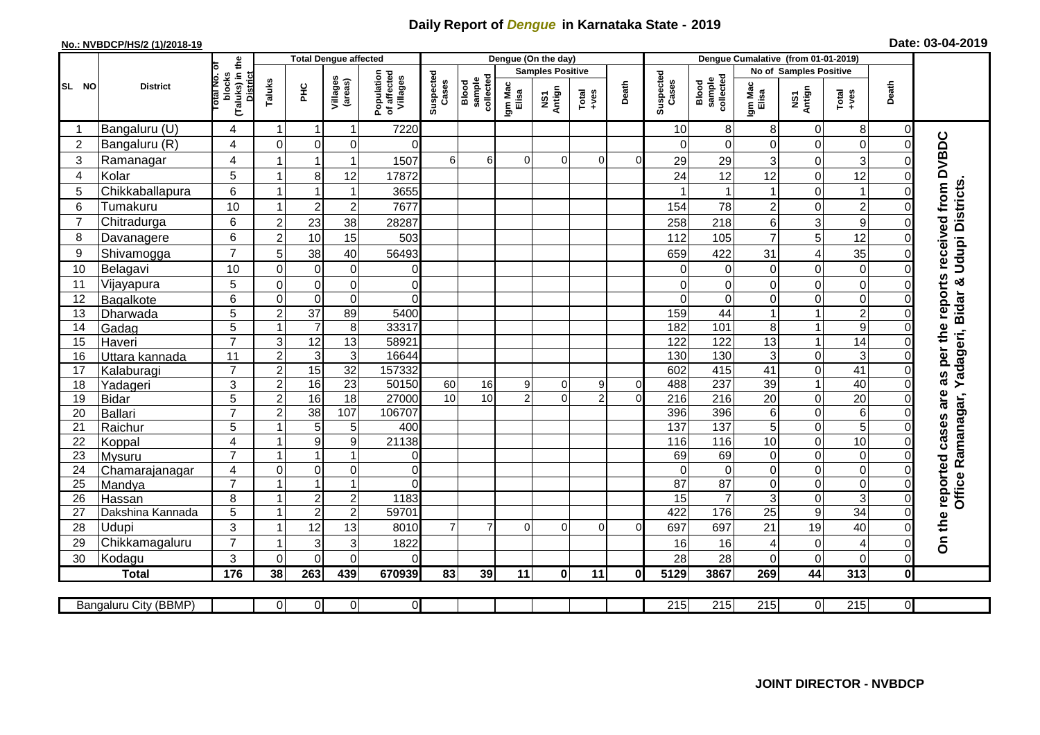# Daily Report of *Dengue* in Karnataka State - 2019

**No.: NVBDCP/HS/2 (1)/2018-19**

**Date: 03-04-2019**

| SL NO | District | Total No. of blocks (Taluks) in the District | Total Dengue affected | | | | Dengue (On the day) | | | | | | | Dengue Cumalative (from 01-01-2019) | | | | | | | |
|---|---|---|---|---|---|---|---|---|---|---|---|---|---|---|---|---|---|---|---|---|
| | | | Taluks | PHC | Villages (areas) | Population of affected Villages | Suspected Cases | Blood sample collected | Samples Positive | | | Death | Suspected Cases | Blood sample collected | No of Samples Positive | | | Death | |
| | | | | | | | | | Igm Mac Elisa | NS1 Antign | Total +ves | | | | Igm Mac Elisa | NS1 Antign | Total +ves | | |
| 1 | Bangaluru (U) | 4 | 1 | 1 | 1 | 7220 | | | | | | | 10 | 8 | 8 | 0 | 8 | 0 | On the reported cases are as per the reports received from DVBDC Office Ramanagar, Yadageri, Bidar & Udupi Districts. |
| 2 | Bangaluru (R) | 4 | 0 | 0 | 0 | 0 | | | | | | | 0 | 0 | 0 | 0 | 0 | 0 | |
| 3 | Ramanagar | 4 | 1 | 1 | 1 | 1507 | 6 | 6 | 0 | 0 | 0 | 0 | 29 | 29 | 3 | 0 | 3 | 0 | |
| 4 | Kolar | 5 | 1 | 8 | 12 | 17872 | | | | | | | 24 | 12 | 12 | 0 | 12 | 0 | |
| 5 | Chikkaballapura | 6 | 1 | 1 | 1 | 3655 | | | | | | | 1 | 1 | 1 | 0 | 1 | 0 | |
| 6 | Tumakuru | 10 | 1 | 2 | 2 | 7677 | | | | | | | 154 | 78 | 2 | 0 | 2 | 0 | |
| 7 | Chitradurga | 6 | 2 | 23 | 38 | 28287 | | | | | | | 258 | 218 | 6 | 3 | 9 | 0 | |
| 8 | Davanagere | 6 | 2 | 10 | 15 | 503 | | | | | | | 112 | 105 | 7 | 5 | 12 | 0 | |
| 9 | Shivamogga | 7 | 5 | 38 | 40 | 56493 | | | | | | | 659 | 422 | 31 | 4 | 35 | 0 | |
| 10 | Belagavi | 10 | 0 | 0 | 0 | 0 | | | | | | | 0 | 0 | 0 | 0 | 0 | 0 | |
| 11 | Vijayapura | 5 | 0 | 0 | 0 | 0 | | | | | | | 0 | 0 | 0 | 0 | 0 | 0 | |
| 12 | Bagalkote | 6 | 0 | 0 | 0 | 0 | | | | | | | 0 | 0 | 0 | 0 | 0 | 0 | |
| 13 | Dharwada | 5 | 2 | 37 | 89 | 5400 | | | | | | | 159 | 44 | 1 | 1 | 2 | 0 | |
| 14 | Gadag | 5 | 1 | 7 | 8 | 33317 | | | | | | | 182 | 101 | 8 | 1 | 9 | 0 | |
| 15 | Haveri | 7 | 3 | 12 | 13 | 58921 | | | | | | | 122 | 122 | 13 | 1 | 14 | 0 | |
| 16 | Uttara kannada | 11 | 2 | 3 | 3 | 16644 | | | | | | | 130 | 130 | 3 | 0 | 3 | 0 | |
| 17 | Kalaburagi | 7 | 2 | 15 | 32 | 157332 | | | | | | | 602 | 415 | 41 | 0 | 41 | 0 | |
| 18 | Yadageri | 3 | 2 | 16 | 23 | 50150 | 60 | 16 | 9 | 0 | 9 | 0 | 488 | 237 | 39 | 1 | 40 | 0 | |
| 19 | Bidar | 5 | 2 | 16 | 18 | 27000 | 10 | 10 | 2 | 0 | 2 | 0 | 216 | 216 | 20 | 0 | 20 | 0 | |
| 20 | Ballari | 7 | 2 | 38 | 107 | 106707 | | | | | | | 396 | 396 | 6 | 0 | 6 | 0 | |
| 21 | Raichur | 5 | 1 | 5 | 5 | 400 | | | | | | | 137 | 137 | 5 | 0 | 5 | 0 | |
| 22 | Koppal | 4 | 1 | 9 | 9 | 21138 | | | | | | | 116 | 116 | 10 | 0 | 10 | 0 | |
| 23 | Mysuru | 7 | 1 | 1 | 1 | 0 | | | | | | | 69 | 69 | 0 | 0 | 0 | 0 | |
| 24 | Chamarajanagar | 4 | 0 | 0 | 0 | 0 | | | | | | | 0 | 0 | 0 | 0 | 0 | 0 | |
| 25 | Mandya | 7 | 1 | 1 | 1 | 0 | | | | | | | 87 | 87 | 0 | 0 | 0 | 0 | |
| 26 | Hassan | 8 | 1 | 2 | 2 | 1183 | | | | | | | 15 | 7 | 3 | 0 | 3 | 0 | |
| 27 | Dakshina Kannada | 5 | 1 | 2 | 2 | 59701 | | | | | | | 422 | 176 | 25 | 9 | 34 | 0 | |
| 28 | Udupi | 3 | 1 | 12 | 13 | 8010 | 7 | 7 | 0 | 0 | 0 | 0 | 697 | 697 | 21 | 19 | 40 | 0 | |
| 29 | Chikkamagaluru | 7 | 1 | 3 | 3 | 1822 | | | | | | | 16 | 16 | 4 | 0 | 4 | 0 | |
| 30 | Kodagu | 3 | 0 | 0 | 0 | 0 | | | | | | | 28 | 28 | 0 | 0 | 0 | 0 | |
| **Total** | | **176** | **38** | **263** | **439** | **670939** | **83** | **39** | **11** | **0** | **11** | **0** | **5129** | **3867** | **269** | **44** | **313** | **0** | |

| Bangaluru City (BBMP) | | 0 | 0 | 0 | 0 | | | | | | | 215 | 215 | 215 | 0 | 215 | 0 |
|---|---|---|---|---|---|---|---|---|---|---|---|---|---|---|---|---|---|

**JOINT DIRECTOR - NVBDCP**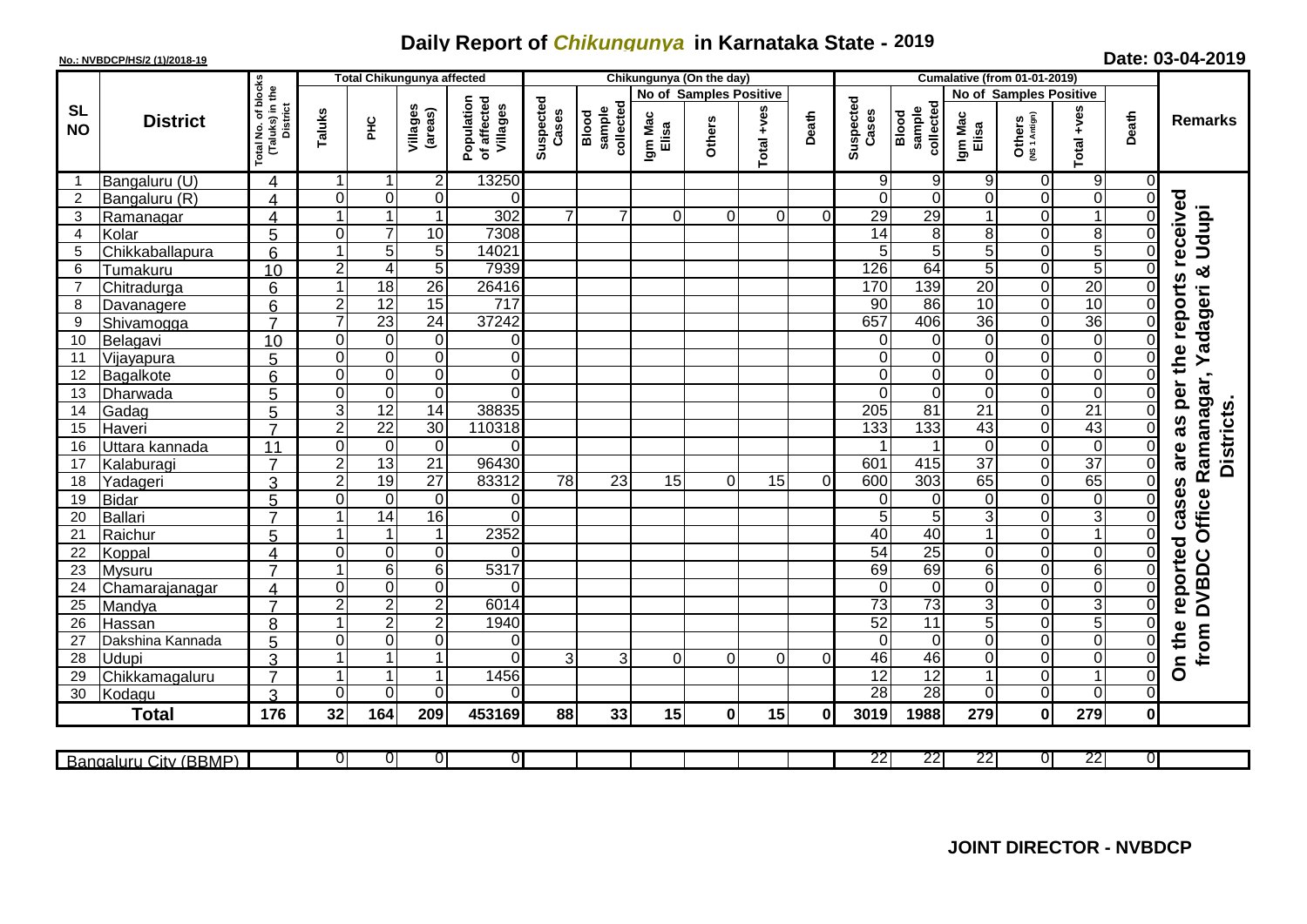# Daily Report of *Chikungunya* in Karnataka State - 2019

**No.: NVBDCP/HS/2 (1)/2018-19**

**Date: 03-04-2019**

| SL NO | District | Total No. of blocks (Taluks) in the District | Total Chikungunya affected | | | | Chikungunya (On the day) | | | | | | | Cumalative (from 01-01-2019) | | | | | | | Remarks |
|---|---|---|---|---|---|---|---|---|---|---|---|---|---|---|---|---|---|---|---|---|---|
| | | | | | | | | | No of Samples Positive | | | | | | | No of Samples Positive | | | | | |
| | | | Taluks | PHC | Villages (areas) | Population of affected Villages | Suspected Cases | Blood sample collected | Igm Mac Elisa | Others | Total +ves | Death | Suspected Cases | Blood sample collected | Igm Mac Elisa | Others (NS 1 Antign) | Total +ves | Death | |
| 1 | Bangaluru (U) | 4 | 1 | 1 | 2 | 13250 | | | | | | | 9 | 9 | 9 | 0 | 9 | 0 | On the reported cases are as per the reports received from DVBDC Office Ramanagar, Yadageri & Udupi Districts. |
| 2 | Bangaluru (R) | 4 | 0 | 0 | 0 | 0 | | | | | | | 0 | 0 | 0 | 0 | 0 | 0 | |
| 3 | Ramanagar | 4 | 1 | 1 | 1 | 302 | 7 | 7 | 0 | 0 | 0 | 0 | 29 | 29 | 1 | 0 | 1 | 0 | |
| 4 | Kolar | 5 | 0 | 7 | 10 | 7308 | | | | | | | 14 | 8 | 8 | 0 | 8 | 0 | |
| 5 | Chikkaballapura | 6 | 1 | 5 | 5 | 14021 | | | | | | | 5 | 5 | 5 | 0 | 5 | 0 | |
| 6 | Tumakuru | 10 | 2 | 4 | 5 | 7939 | | | | | | | 126 | 64 | 5 | 0 | 5 | 0 | |
| 7 | Chitradurga | 6 | 1 | 18 | 26 | 26416 | | | | | | | 170 | 139 | 20 | 0 | 20 | 0 | |
| 8 | Davanagere | 6 | 2 | 12 | 15 | 717 | | | | | | | 90 | 86 | 10 | 0 | 10 | 0 | |
| 9 | Shivamogga | 7 | 7 | 23 | 24 | 37242 | | | | | | | 657 | 406 | 36 | 0 | 36 | 0 | |
| 10 | Belagavi | 10 | 0 | 0 | 0 | 0 | | | | | | | 0 | 0 | 0 | 0 | 0 | 0 | |
| 11 | Vijayapura | 5 | 0 | 0 | 0 | 0 | | | | | | | 0 | 0 | 0 | 0 | 0 | 0 | |
| 12 | Bagalkote | 6 | 0 | 0 | 0 | 0 | | | | | | | 0 | 0 | 0 | 0 | 0 | 0 | |
| 13 | Dharwada | 5 | 0 | 0 | 0 | 0 | | | | | | | 0 | 0 | 0 | 0 | 0 | 0 | |
| 14 | Gadag | 5 | 3 | 12 | 14 | 38835 | | | | | | | 205 | 81 | 21 | 0 | 21 | 0 | |
| 15 | Haveri | 7 | 2 | 22 | 30 | 110318 | | | | | | | 133 | 133 | 43 | 0 | 43 | 0 | |
| 16 | Uttara kannada | 11 | 0 | 0 | 0 | 0 | | | | | | | 1 | 1 | 0 | 0 | 0 | 0 | |
| 17 | Kalaburagi | 7 | 2 | 13 | 21 | 96430 | | | | | | | 601 | 415 | 37 | 0 | 37 | 0 | |
| 18 | Yadageri | 3 | 2 | 19 | 27 | 83312 | 78 | 23 | 15 | 0 | 15 | 0 | 600 | 303 | 65 | 0 | 65 | 0 | |
| 19 | Bidar | 5 | 0 | 0 | 0 | 0 | | | | | | | 0 | 0 | 0 | 0 | 0 | 0 | |
| 20 | Ballari | 7 | 1 | 14 | 16 | 0 | | | | | | | 5 | 5 | 3 | 0 | 3 | 0 | |
| 21 | Raichur | 5 | 1 | 1 | 1 | 2352 | | | | | | | 40 | 40 | 1 | 0 | 1 | 0 | |
| 22 | Koppal | 4 | 0 | 0 | 0 | 0 | | | | | | | 54 | 25 | 0 | 0 | 0 | 0 | |
| 23 | Mysuru | 7 | 1 | 6 | 6 | 5317 | | | | | | | 69 | 69 | 6 | 0 | 6 | 0 | |
| 24 | Chamarajanagar | 4 | 0 | 0 | 0 | 0 | | | | | | | 0 | 0 | 0 | 0 | 0 | 0 | |
| 25 | Mandya | 7 | 2 | 2 | 2 | 6014 | | | | | | | 73 | 73 | 3 | 0 | 3 | 0 | |
| 26 | Hassan | 8 | 1 | 2 | 2 | 1940 | | | | | | | 52 | 11 | 5 | 0 | 5 | 0 | |
| 27 | Dakshina Kannada | 5 | 0 | 0 | 0 | 0 | | | | | | | 0 | 0 | 0 | 0 | 0 | 0 | |
| 28 | Udupi | 3 | 1 | 1 | 1 | 0 | 3 | 3 | 0 | 0 | 0 | 0 | 46 | 46 | 0 | 0 | 0 | 0 | |
| 29 | Chikkamagaluru | 7 | 1 | 1 | 1 | 1456 | | | | | | | 12 | 12 | 1 | 0 | 1 | 0 | |
| 30 | Kodagu | 3 | 0 | 0 | 0 | 0 | | | | | | | 28 | 28 | 0 | 0 | 0 | 0 | |
| | **Total** | **176** | **32** | **164** | **209** | **453169** | **88** | **33** | **15** | **0** | **15** | **0** | **3019** | **1988** | **279** | **0** | **279** | **0** | |

| | | | | | | | | | | | | | | | | | | |
|---|---|---|---|---|---|---|---|---|---|---|---|---|---|---|---|---|---|---|
| Bangaluru City (BBMP) | | 0 | 0 | 0 | 0 | | | | | | | 22 | 22 | 22 | 0 | 22 | 0 | |

**JOINT DIRECTOR - NVBDCP**